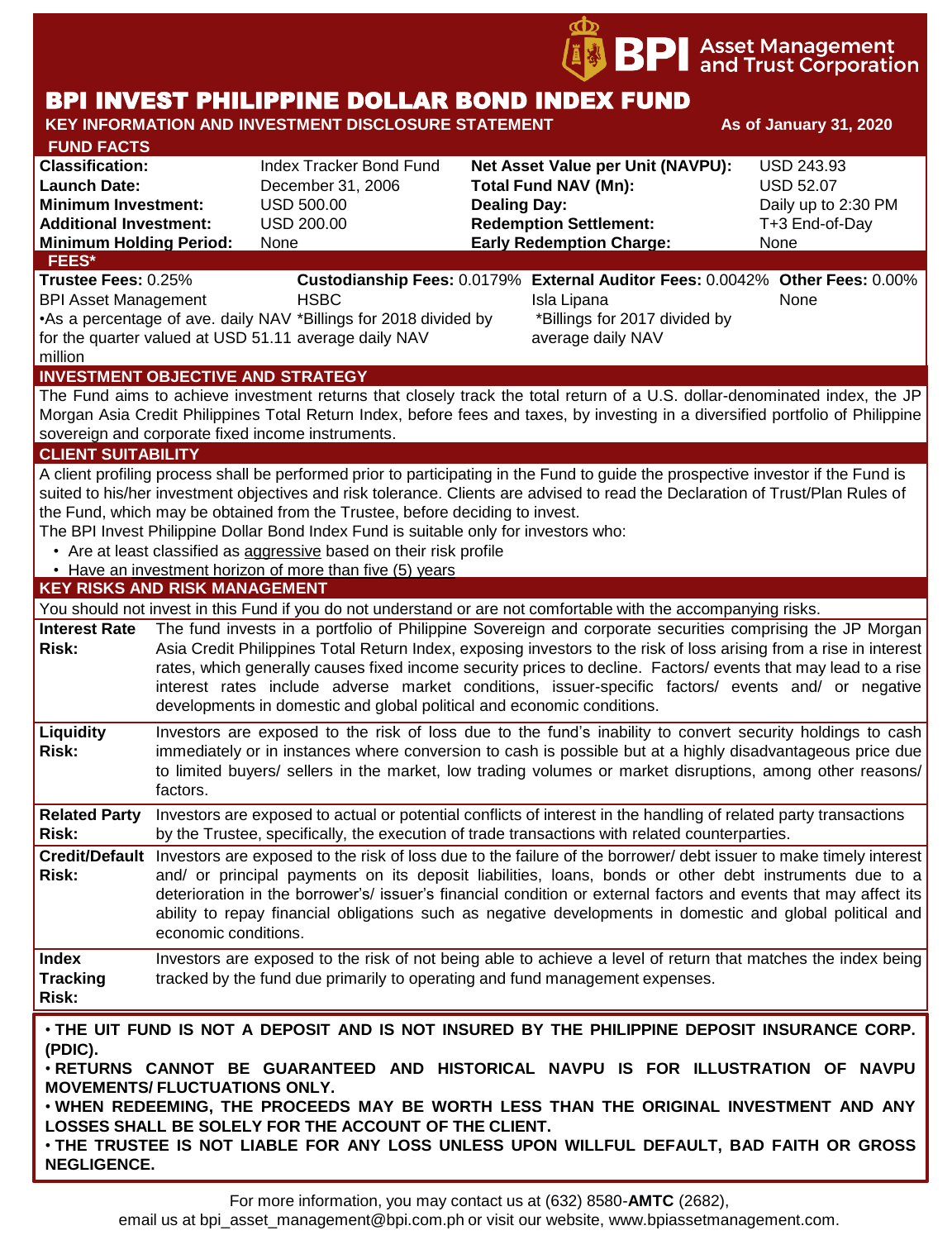BPI Asset Management and Trust Corporation

# BPI INVEST PHILIPPINE DOLLAR BOND INDEX FUND

**KEY INFORMATION AND INVESTMENT DISCLOSURE STATEMENT** **As of January 31, 2020**

## FUND FACTS

| | | | |
|---|---|---|---|
| **Classification:** | Index Tracker Bond Fund | **Net Asset Value per Unit (NAVPU):** | USD 243.93 |
| **Launch Date:** | December 31, 2006 | **Total Fund NAV (Mn):** | USD 52.07 |
| **Minimum Investment:** | USD 500.00 | **Dealing Day:** | Daily up to 2:30 PM |
| **Additional Investment:** | USD 200.00 | **Redemption Settlement:** | T+3 End-of-Day |
| **Minimum Holding Period:** | None | **Early Redemption Charge:** | None |

## FEES*

| **Trustee Fees:** 0.25% | **Custodianship Fees:** 0.0179% | **External Auditor Fees:** 0.0042% | **Other Fees:** 0.00% |
|---|---|---|---|
| BPI Asset Management | HSBC | Isla Lipana | None |
| •As a percentage of ave. daily NAV for the quarter valued at USD 51.11 million | *Billings for 2018 divided by average daily NAV | *Billings for 2017 divided by average daily NAV | |

## INVESTMENT OBJECTIVE AND STRATEGY

The Fund aims to achieve investment returns that closely track the total return of a U.S. dollar-denominated index, the JP Morgan Asia Credit Philippines Total Return Index, before fees and taxes, by investing in a diversified portfolio of Philippine sovereign and corporate fixed income instruments.

## CLIENT SUITABILITY

A client profiling process shall be performed prior to participating in the Fund to guide the prospective investor if the Fund is suited to his/her investment objectives and risk tolerance. Clients are advised to read the Declaration of Trust/Plan Rules of the Fund, which may be obtained from the Trustee, before deciding to invest.

The BPI Invest Philippine Dollar Bond Index Fund is suitable only for investors who:

- Are at least classified as aggressive based on their risk profile
- Have an investment horizon of more than five (5) years

## KEY RISKS AND RISK MANAGEMENT

You should not invest in this Fund if you do not understand or are not comfortable with the accompanying risks.

| | |
|---|---|
| **Interest Rate Risk:** | The fund invests in a portfolio of Philippine Sovereign and corporate securities comprising the JP Morgan Asia Credit Philippines Total Return Index, exposing investors to the risk of loss arising from a rise in interest rates, which generally causes fixed income security prices to decline. Factors/ events that may lead to a rise interest rates include adverse market conditions, issuer-specific factors/ events and/ or negative developments in domestic and global political and economic conditions. |
| **Liquidity Risk:** | Investors are exposed to the risk of loss due to the fund's inability to convert security holdings to cash immediately or in instances where conversion to cash is possible but at a highly disadvantageous price due to limited buyers/ sellers in the market, low trading volumes or market disruptions, among other reasons/ factors. |
| **Related Party Risk:** | Investors are exposed to actual or potential conflicts of interest in the handling of related party transactions by the Trustee, specifically, the execution of trade transactions with related counterparties. |
| **Credit/Default Risk:** | Investors are exposed to the risk of loss due to the failure of the borrower/ debt issuer to make timely interest and/ or principal payments on its deposit liabilities, loans, bonds or other debt instruments due to a deterioration in the borrower's/ issuer's financial condition or external factors and events that may affect its ability to repay financial obligations such as negative developments in domestic and global political and economic conditions. |
| **Index Tracking Risk:** | Investors are exposed to the risk of not being able to achieve a level of return that matches the index being tracked by the fund due primarily to operating and fund management expenses. |

**• THE UIT FUND IS NOT A DEPOSIT AND IS NOT INSURED BY THE PHILIPPINE DEPOSIT INSURANCE CORP. (PDIC).**
**• RETURNS CANNOT BE GUARANTEED AND HISTORICAL NAVPU IS FOR ILLUSTRATION OF NAVPU MOVEMENTS/ FLUCTUATIONS ONLY.**
**• WHEN REDEEMING, THE PROCEEDS MAY BE WORTH LESS THAN THE ORIGINAL INVESTMENT AND ANY LOSSES SHALL BE SOLELY FOR THE ACCOUNT OF THE CLIENT.**
**• THE TRUSTEE IS NOT LIABLE FOR ANY LOSS UNLESS UPON WILLFUL DEFAULT, BAD FAITH OR GROSS NEGLIGENCE.**

For more information, you may contact us at (632) 8580-**AMTC** (2682), email us at bpi_asset_management@bpi.com.ph or visit our website, www.bpiassetmanagement.com.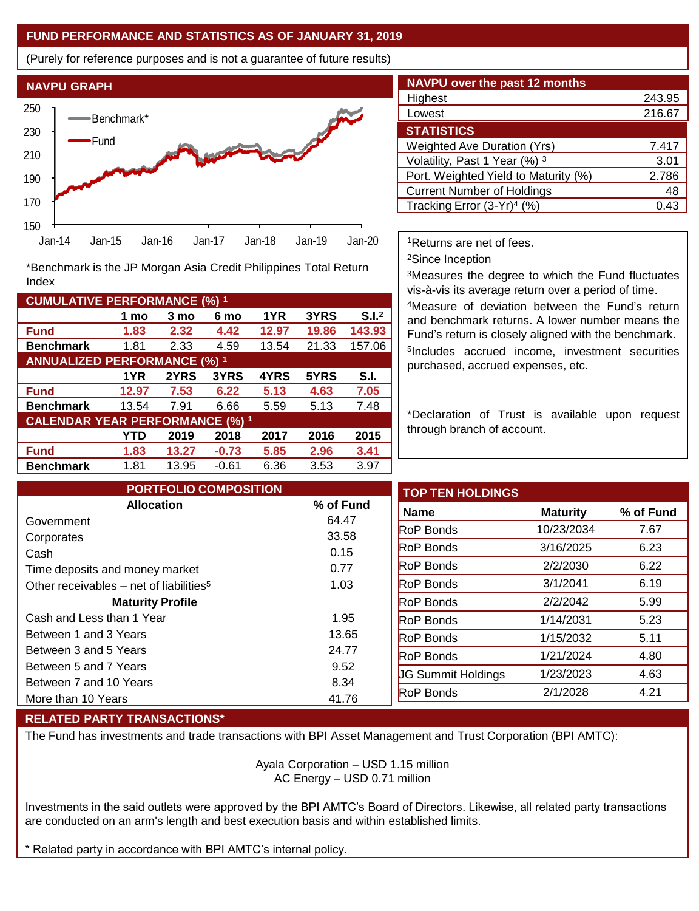## FUND PERFORMANCE AND STATISTICS AS OF JANUARY 31, 2019

(Purely for reference purposes and is not a guarantee of future results)

### NAVPU GRAPH

*Benchmark is the JP Morgan Asia Credit Philippines Total Return Index

### NAVPU over the past 12 months

| | |
|---|---|
| Highest | 243.95 |
| Lowest | 216.67 |

### STATISTICS

| | |
|---|---|
| Weighted Ave Duration (Yrs) | 7.417 |
| Volatility, Past 1 Year (%) [3] | 3.01 |
| Port. Weighted Yield to Maturity (%) | 2.786 |
| Current Number of Holdings | 48 |
| Tracking Error (3-Yr)[4] (%) | 0.43 |

### CUMULATIVE PERFORMANCE (%) [1]

| | 1 mo | 3 mo | 6 mo | 1YR | 3YRS | S.I.[2] |
|---|---|---|---|---|---|---|
| **Fund** | **1.83** | **2.32** | **4.42** | **12.97** | **19.86** | **143.93** |
| **Benchmark** | 1.81 | 2.33 | 4.59 | 13.54 | 21.33 | 157.06 |

### ANNUALIZED PERFORMANCE (%) [1]

| | 1YR | 2YRS | 3YRS | 4YRS | 5YRS | S.I. |
|---|---|---|---|---|---|---|
| **Fund** | **12.97** | **7.53** | **6.22** | **5.13** | **4.63** | **7.05** |
| **Benchmark** | 13.54 | 7.91 | 6.66 | 5.59 | 5.13 | 7.48 |

### CALENDAR YEAR PERFORMANCE (%) [1]

| | YTD | 2019 | 2018 | 2017 | 2016 | 2015 |
|---|---|---|---|---|---|---|
| **Fund** | **1.83** | **13.27** | **-0.73** | **5.85** | **2.96** | **3.41** |
| **Benchmark** | 1.81 | 13.95 | -0.61 | 6.36 | 3.53 | 3.97 |

[1]Returns are net of fees.

[2]Since Inception

[3]Measures the degree to which the Fund fluctuates vis-à-vis its average return over a period of time.

[4]Measure of deviation between the Fund's return and benchmark returns. A lower number means the Fund's return is closely aligned with the benchmark.

[5]Includes accrued income, investment securities purchased, accrued expenses, etc.

*Declaration of Trust is available upon request through branch of account.

### PORTFOLIO COMPOSITION

| Allocation | % of Fund |
|---|---|
| Government | 64.47 |
| Corporates | 33.58 |
| Cash | 0.15 |
| Time deposits and money market | 0.77 |
| Other receivables – net of liabilities[5] | 1.03 |
| **Maturity Profile** | |
| Cash and Less than 1 Year | 1.95 |
| Between 1 and 3 Years | 13.65 |
| Between 3 and 5 Years | 24.77 |
| Between 5 and 7 Years | 9.52 |
| Between 7 and 10 Years | 8.34 |
| More than 10 Years | 41.76 |

### TOP TEN HOLDINGS

| Name | Maturity | % of Fund |
|---|---|---|
| RoP Bonds | 10/23/2034 | 7.67 |
| RoP Bonds | 3/16/2025 | 6.23 |
| RoP Bonds | 2/2/2030 | 6.22 |
| RoP Bonds | 3/1/2041 | 6.19 |
| RoP Bonds | 2/2/2042 | 5.99 |
| RoP Bonds | 1/14/2031 | 5.23 |
| RoP Bonds | 1/15/2032 | 5.11 |
| RoP Bonds | 1/21/2024 | 4.80 |
| JG Summit Holdings | 1/23/2023 | 4.63 |
| RoP Bonds | 2/1/2028 | 4.21 |

### RELATED PARTY TRANSACTIONS*

The Fund has investments and trade transactions with BPI Asset Management and Trust Corporation (BPI AMTC):

Ayala Corporation – USD 1.15 million
AC Energy – USD 0.71 million

Investments in the said outlets were approved by the BPI AMTC's Board of Directors. Likewise, all related party transactions are conducted on an arm's length and best execution basis and within established limits.

* Related party in accordance with BPI AMTC's internal policy.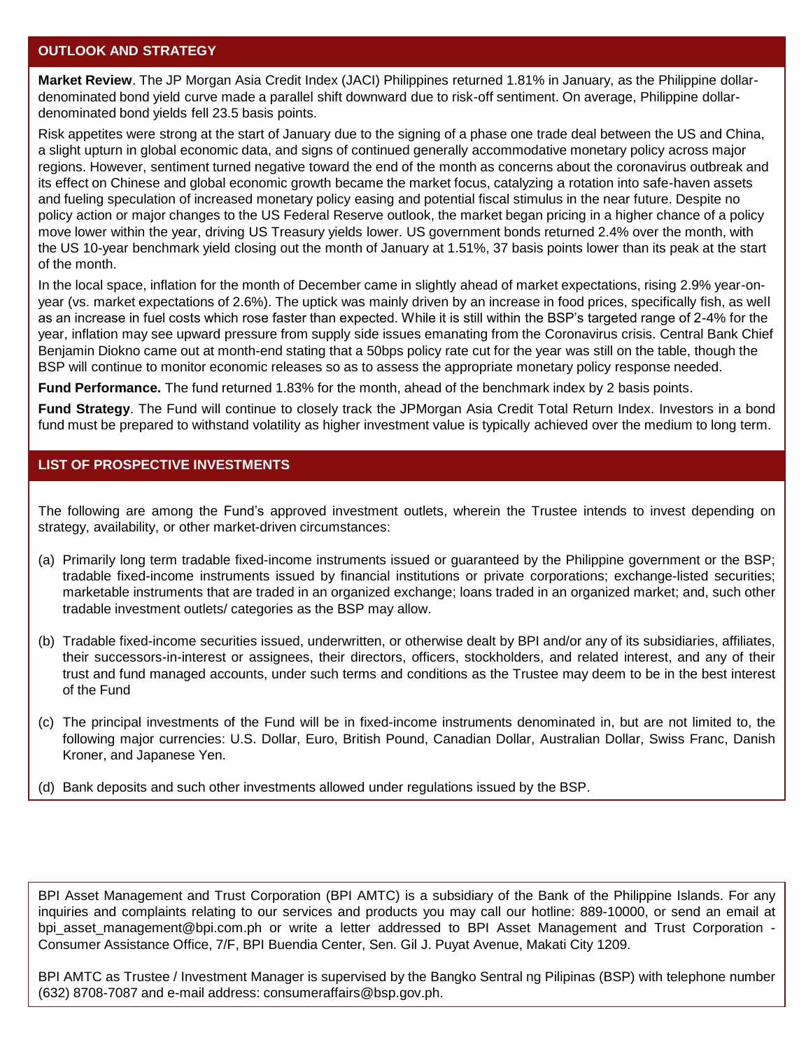## OUTLOOK AND STRATEGY

**Market Review**. The JP Morgan Asia Credit Index (JACI) Philippines returned 1.81% in January, as the Philippine dollar-denominated bond yield curve made a parallel shift downward due to risk-off sentiment. On average, Philippine dollar-denominated bond yields fell 23.5 basis points.

Risk appetites were strong at the start of January due to the signing of a phase one trade deal between the US and China, a slight upturn in global economic data, and signs of continued generally accommodative monetary policy across major regions. However, sentiment turned negative toward the end of the month as concerns about the coronavirus outbreak and its effect on Chinese and global economic growth became the market focus, catalyzing a rotation into safe-haven assets and fueling speculation of increased monetary policy easing and potential fiscal stimulus in the near future. Despite no policy action or major changes to the US Federal Reserve outlook, the market began pricing in a higher chance of a policy move lower within the year, driving US Treasury yields lower. US government bonds returned 2.4% over the month, with the US 10-year benchmark yield closing out the month of January at 1.51%, 37 basis points lower than its peak at the start of the month.

In the local space, inflation for the month of December came in slightly ahead of market expectations, rising 2.9% year-on-year (vs. market expectations of 2.6%). The uptick was mainly driven by an increase in food prices, specifically fish, as well as an increase in fuel costs which rose faster than expected. While it is still within the BSP's targeted range of 2-4% for the year, inflation may see upward pressure from supply side issues emanating from the Coronavirus crisis. Central Bank Chief Benjamin Diokno came out at month-end stating that a 50bps policy rate cut for the year was still on the table, though the BSP will continue to monitor economic releases so as to assess the appropriate monetary policy response needed.

**Fund Performance.** The fund returned 1.83% for the month, ahead of the benchmark index by 2 basis points.

**Fund Strategy**. The Fund will continue to closely track the JPMorgan Asia Credit Total Return Index. Investors in a bond fund must be prepared to withstand volatility as higher investment value is typically achieved over the medium to long term.

## LIST OF PROSPECTIVE INVESTMENTS

The following are among the Fund's approved investment outlets, wherein the Trustee intends to invest depending on strategy, availability, or other market-driven circumstances:

(a) Primarily long term tradable fixed-income instruments issued or guaranteed by the Philippine government or the BSP; tradable fixed-income instruments issued by financial institutions or private corporations; exchange-listed securities; marketable instruments that are traded in an organized exchange; loans traded in an organized market; and, such other tradable investment outlets/ categories as the BSP may allow.

(b) Tradable fixed-income securities issued, underwritten, or otherwise dealt by BPI and/or any of its subsidiaries, affiliates, their successors-in-interest or assignees, their directors, officers, stockholders, and related interest, and any of their trust and fund managed accounts, under such terms and conditions as the Trustee may deem to be in the best interest of the Fund

(c) The principal investments of the Fund will be in fixed-income instruments denominated in, but are not limited to, the following major currencies: U.S. Dollar, Euro, British Pound, Canadian Dollar, Australian Dollar, Swiss Franc, Danish Kroner, and Japanese Yen.

(d) Bank deposits and such other investments allowed under regulations issued by the BSP.

BPI Asset Management and Trust Corporation (BPI AMTC) is a subsidiary of the Bank of the Philippine Islands. For any inquiries and complaints relating to our services and products you may call our hotline: 889-10000, or send an email at bpi_asset_management@bpi.com.ph or write a letter addressed to BPI Asset Management and Trust Corporation - Consumer Assistance Office, 7/F, BPI Buendia Center, Sen. Gil J. Puyat Avenue, Makati City 1209.

BPI AMTC as Trustee / Investment Manager is supervised by the Bangko Sentral ng Pilipinas (BSP) with telephone number (632) 8708-7087 and e-mail address: consumeraffairs@bsp.gov.ph.